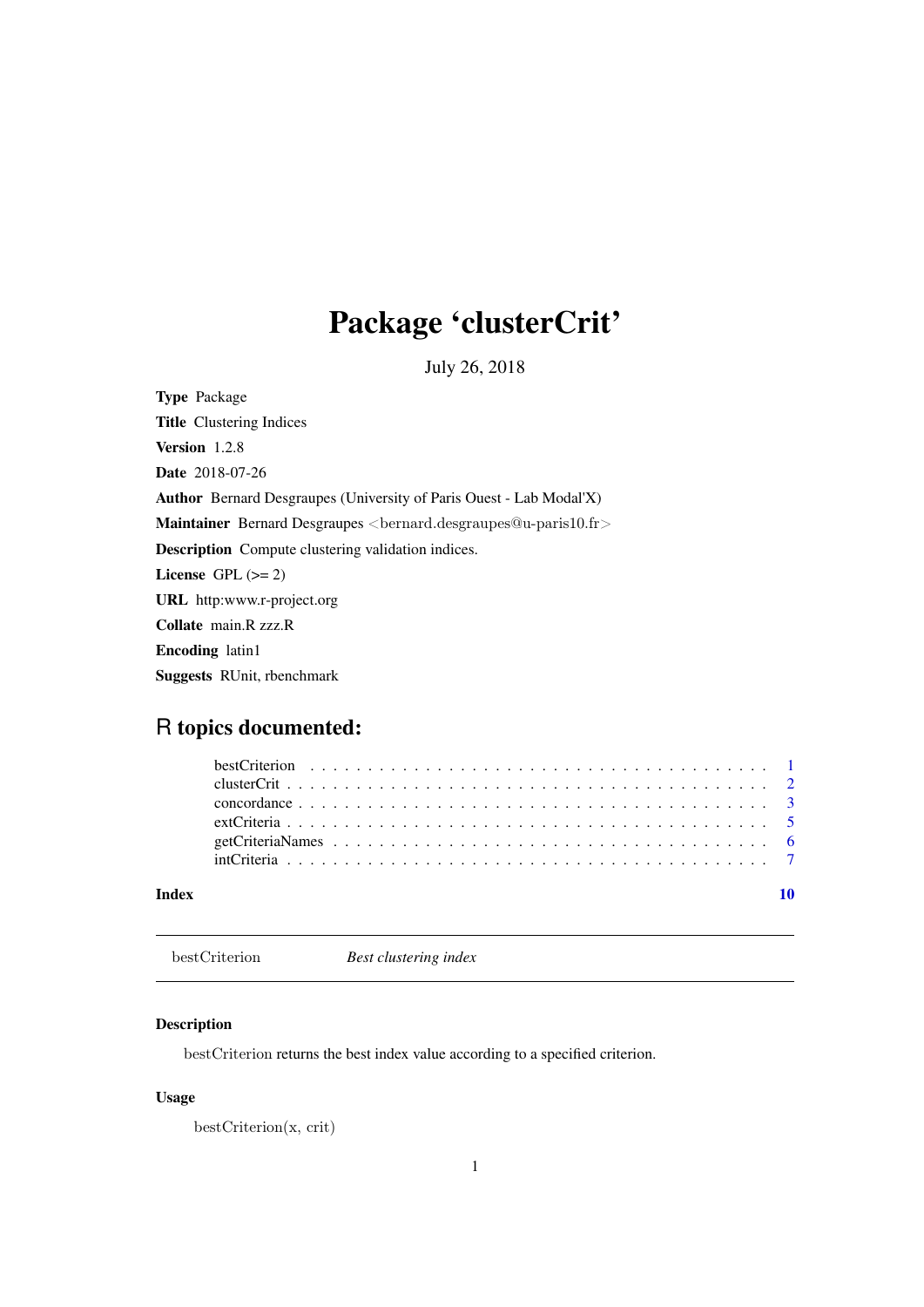# Package 'clusterCrit'

July 26, 2018

**Type** Package

**Title** Clustering Indices

**Version** 1.2.8

**Date** 2018-07-26

**Author** Bernard Desgraupes (University of Paris Ouest - Lab Modal'X)

**Maintainer** Bernard Desgraupes <bernard.desgraupes@u-paris10.fr>

**Description** Compute clustering validation indices.

**License** GPL (>= 2)

**URL** http:www.r-project.org

**Collate** main.R zzz.R

**Encoding** latin1

**Suggests** RUnit, rbenchmark

## R topics documented:

- bestCriterion . . . . . . . . . . 1
- clusterCrit . . . . . . . . . . 2
- concordance . . . . . . . . . . 3
- extCriteria . . . . . . . . . . 5
- getCriteriaNames . . . . . . . . . . 6
- intCriteria . . . . . . . . . . 7

**Index** 10

---

bestCriterion *Best clustering index*

---

### Description

bestCriterion returns the best index value according to a specified criterion.

### Usage

```
bestCriterion(x, crit)
```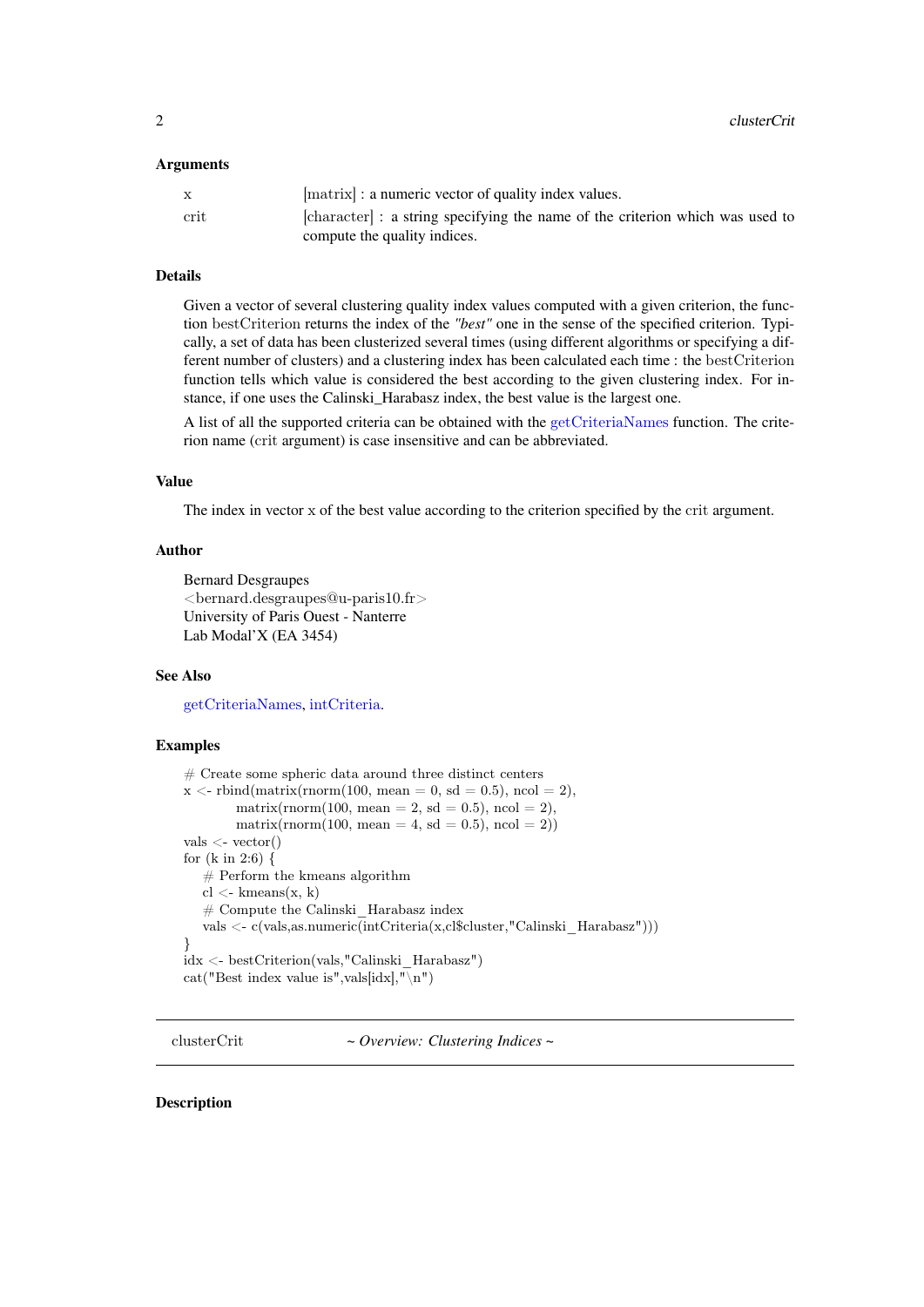### Arguments

- x — [matrix] : a numeric vector of quality index values.
- crit — [character] : a string specifying the name of the criterion which was used to compute the quality indices.

### Details

Given a vector of several clustering quality index values computed with a given criterion, the function bestCriterion returns the index of the *"best"* one in the sense of the specified criterion. Typically, a set of data has been clusterized several times (using different algorithms or specifying a different number of clusters) and a clustering index has been calculated each time : the bestCriterion function tells which value is considered the best according to the given clustering index. For instance, if one uses the Calinski_Harabasz index, the best value is the largest one.

A list of all the supported criteria can be obtained with the getCriteriaNames function. The criterion name (crit argument) is case insensitive and can be abbreviated.

### Value

The index in vector x of the best value according to the criterion specified by the crit argument.

### Author

Bernard Desgraupes
<bernard.desgraupes@u-paris10.fr>
University of Paris Ouest - Nanterre
Lab Modal'X (EA 3454)

### See Also

getCriteriaNames, intCriteria.

### Examples

```
# Create some spheric data around three distinct centers
x <- rbind(matrix(rnorm(100, mean = 0, sd = 0.5), ncol = 2),
           matrix(rnorm(100, mean = 2, sd = 0.5), ncol = 2),
           matrix(rnorm(100, mean = 4, sd = 0.5), ncol = 2))
vals <- vector()
for (k in 2:6) {
    # Perform the kmeans algorithm
    cl <- kmeans(x, k)
    # Compute the Calinski_Harabasz index
    vals <- c(vals,as.numeric(intCriteria(x,cl$cluster,"Calinski_Harabasz")))
}
idx <- bestCriterion(vals,"Calinski_Harabasz")
cat("Best index value is",vals[idx],"\n")
```

---

## clusterCrit — *~ Overview: Clustering Indices ~*

---

### Description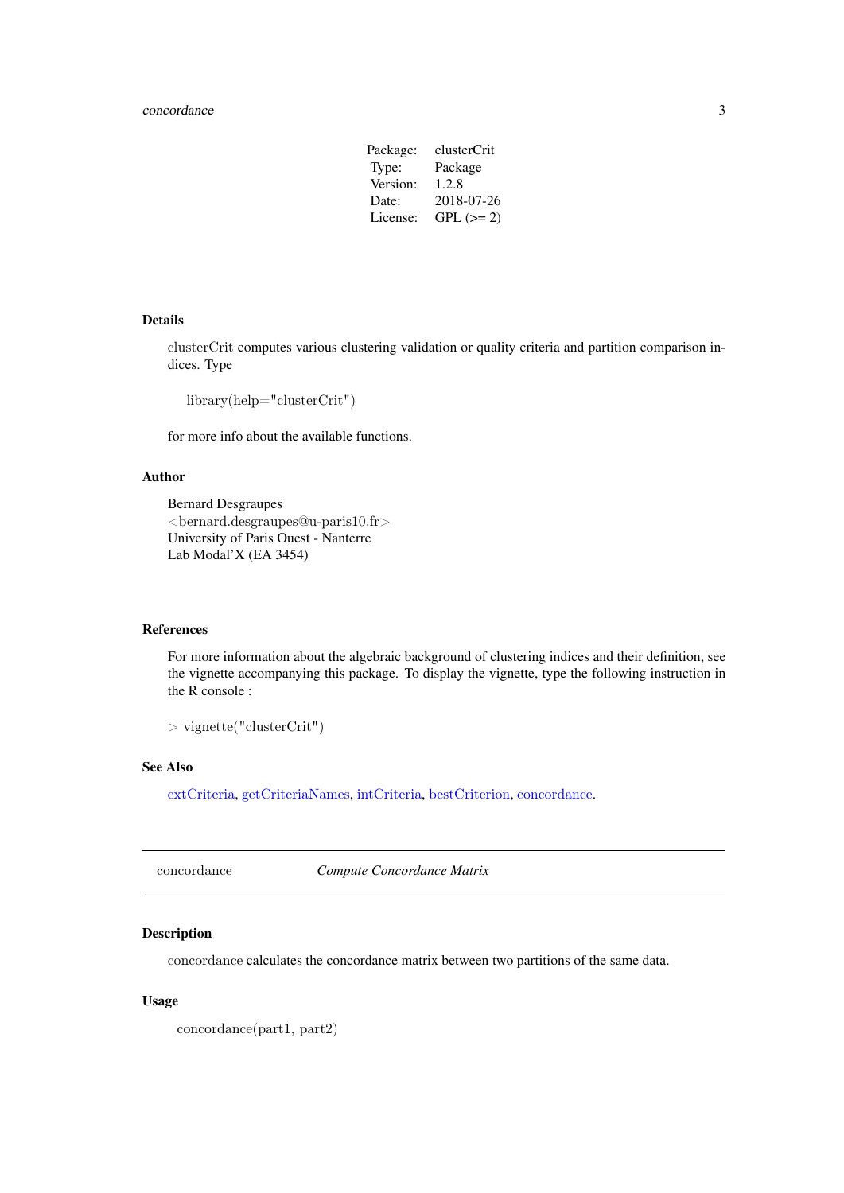| Package: | clusterCrit |
| --- | --- |
| Type: | Package |
| Version: | 1.2.8 |
| Date: | 2018-07-26 |
| License: | GPL (>= 2) |

### Details

clusterCrit computes various clustering validation or quality criteria and partition comparison indices. Type

```
library(help="clusterCrit")
```

for more info about the available functions.

### Author

Bernard Desgraupes
<bernard.desgraupes@u-paris10.fr>
University of Paris Ouest - Nanterre
Lab Modal'X (EA 3454)

### References

For more information about the algebraic background of clustering indices and their definition, see the vignette accompanying this package. To display the vignette, type the following instruction in the R console :

```
> vignette("clusterCrit")
```

### See Also

extCriteria, getCriteriaNames, intCriteria, bestCriterion, concordance.

---

## concordance *Compute Concordance Matrix*

### Description

concordance calculates the concordance matrix between two partitions of the same data.

### Usage

```
concordance(part1, part2)
```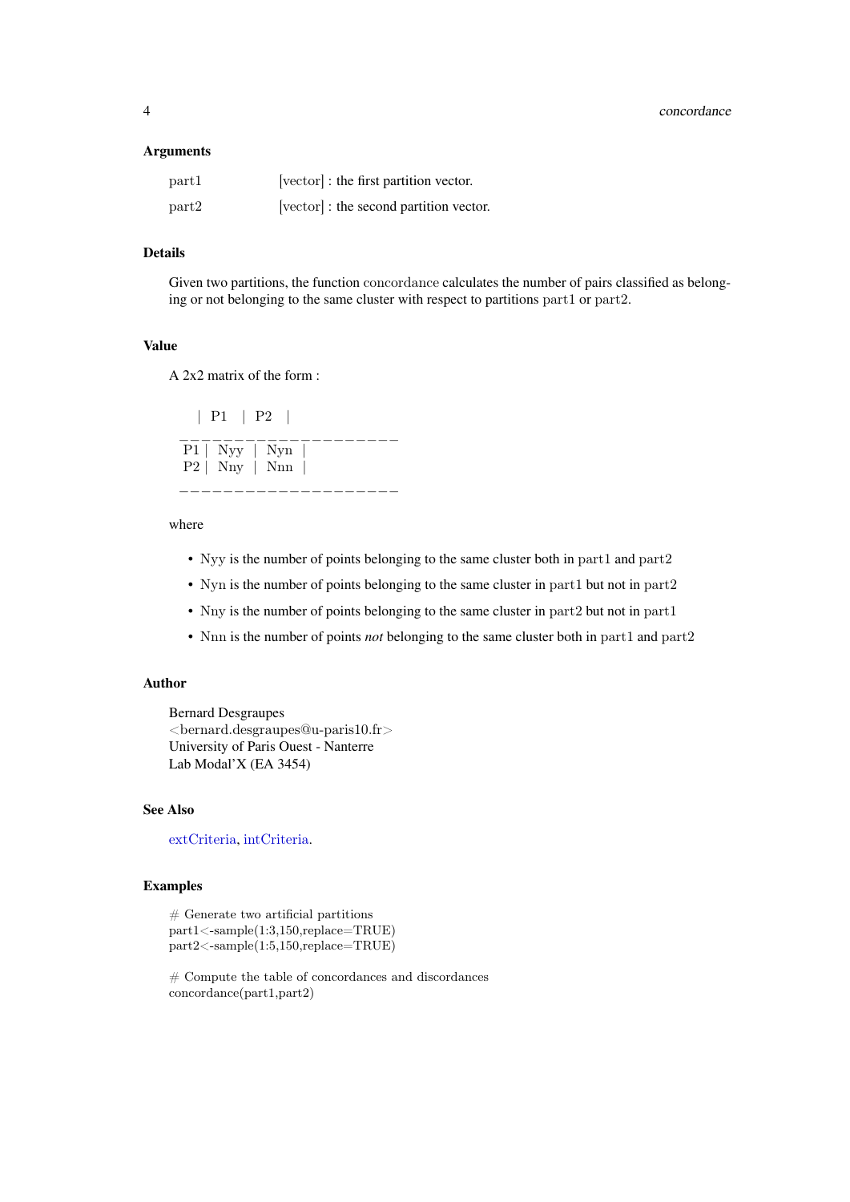### Arguments

| | |
|---|---|
| part1 | [vector] : the first partition vector. |
| part2 | [vector] : the second partition vector. |

### Details

Given two partitions, the function concordance calculates the number of pairs classified as belonging or not belonging to the same cluster with respect to partitions part1 or part2.

### Value

A 2x2 matrix of the form :

```
    | P1   | P2   |
--------------------
 P1 |  Nyy  |  Nyn  |
 P2 |  Nny  |  Nnn  |
--------------------
```

where

- Nyy is the number of points belonging to the same cluster both in part1 and part2
- Nyn is the number of points belonging to the same cluster in part1 but not in part2
- Nny is the number of points belonging to the same cluster in part2 but not in part1
- Nnn is the number of points *not* belonging to the same cluster both in part1 and part2

### Author

Bernard Desgraupes
<bernard.desgraupes@u-paris10.fr>
University of Paris Ouest - Nanterre
Lab Modal'X (EA 3454)

### See Also

extCriteria, intCriteria.

### Examples

```
# Generate two artificial partitions
part1<-sample(1:3,150,replace=TRUE)
part2<-sample(1:5,150,replace=TRUE)

# Compute the table of concordances and discordances
concordance(part1,part2)
```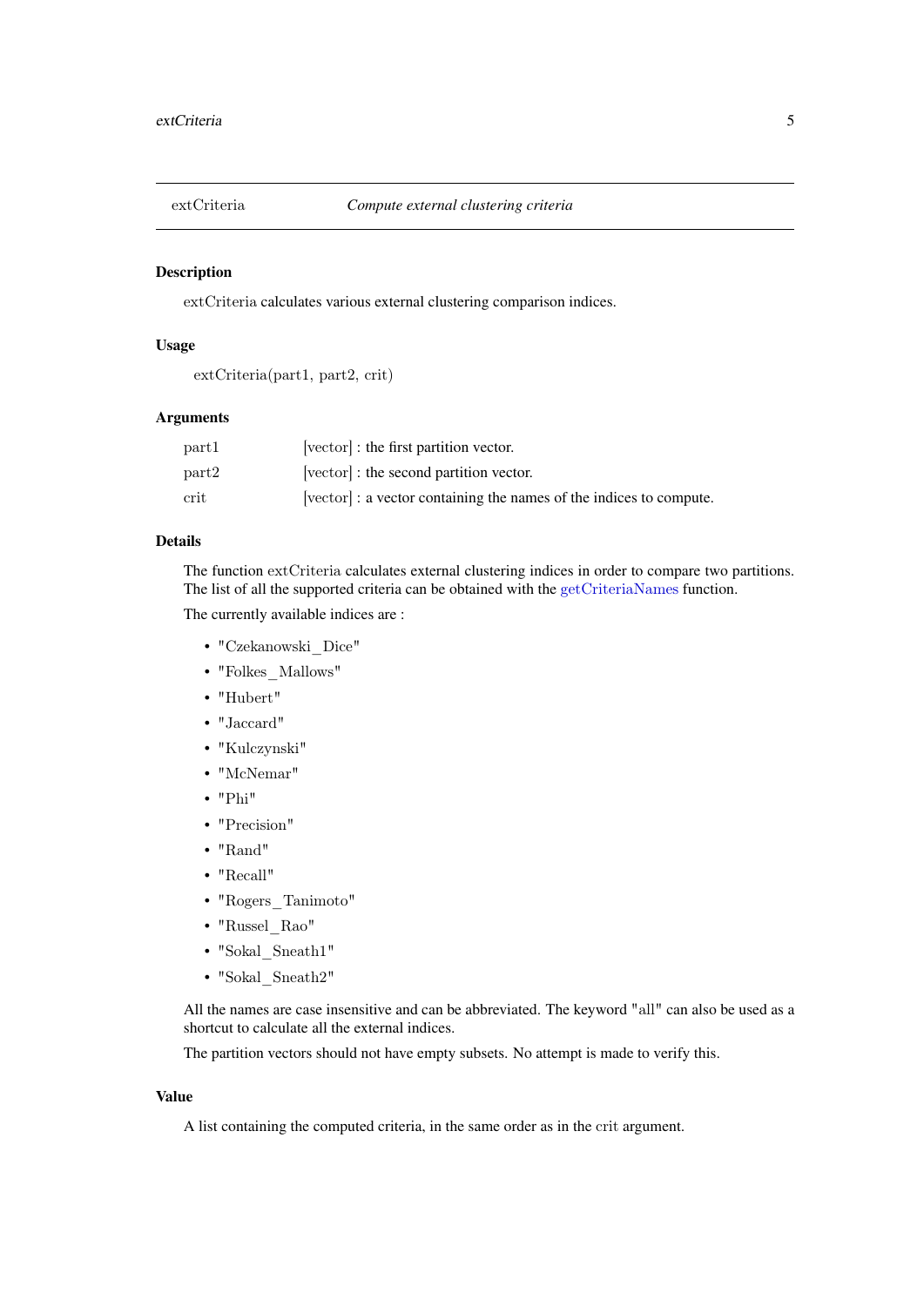## extCriteria — *Compute external clustering criteria*

### Description

extCriteria calculates various external clustering comparison indices.

### Usage

```
extCriteria(part1, part2, crit)
```

### Arguments

| | |
|---|---|
| part1 | [vector] : the first partition vector. |
| part2 | [vector] : the second partition vector. |
| crit | [vector] : a vector containing the names of the indices to compute. |

### Details

The function extCriteria calculates external clustering indices in order to compare two partitions. The list of all the supported criteria can be obtained with the getCriteriaNames function.

The currently available indices are :

- "Czekanowski_Dice"
- "Folkes_Mallows"
- "Hubert"
- "Jaccard"
- "Kulczynski"
- "McNemar"
- "Phi"
- "Precision"
- "Rand"
- "Recall"
- "Rogers_Tanimoto"
- "Russel_Rao"
- "Sokal_Sneath1"
- "Sokal_Sneath2"

All the names are case insensitive and can be abbreviated. The keyword "all" can also be used as a shortcut to calculate all the external indices.

The partition vectors should not have empty subsets. No attempt is made to verify this.

### Value

A list containing the computed criteria, in the same order as in the crit argument.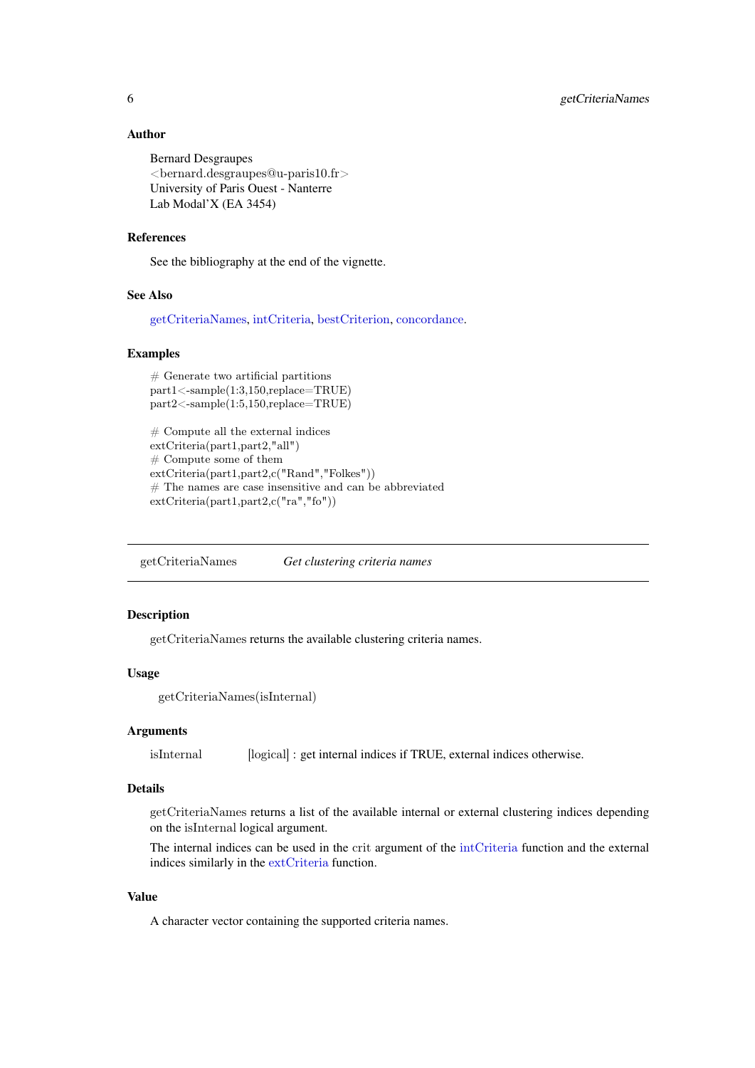### Author

Bernard Desgraupes
<bernard.desgraupes@u-paris10.fr>
University of Paris Ouest - Nanterre
Lab Modal'X (EA 3454)

### References

See the bibliography at the end of the vignette.

### See Also

getCriteriaNames, intCriteria, bestCriterion, concordance.

### Examples

```
# Generate two artificial partitions
part1<-sample(1:3,150,replace=TRUE)
part2<-sample(1:5,150,replace=TRUE)

# Compute all the external indices
extCriteria(part1,part2,"all")
# Compute some of them
extCriteria(part1,part2,c("Rand","Folkes"))
# The names are case insensitive and can be abbreviated
extCriteria(part1,part2,c("ra","fo"))
```

---

## getCriteriaNames — *Get clustering criteria names*

---

### Description

getCriteriaNames returns the available clustering criteria names.

### Usage

```
getCriteriaNames(isInternal)
```

### Arguments

| | |
|---|---|
| isInternal | [logical] : get internal indices if TRUE, external indices otherwise. |

### Details

getCriteriaNames returns a list of the available internal or external clustering indices depending on the isInternal logical argument.

The internal indices can be used in the crit argument of the intCriteria function and the external indices similarly in the extCriteria function.

### Value

A character vector containing the supported criteria names.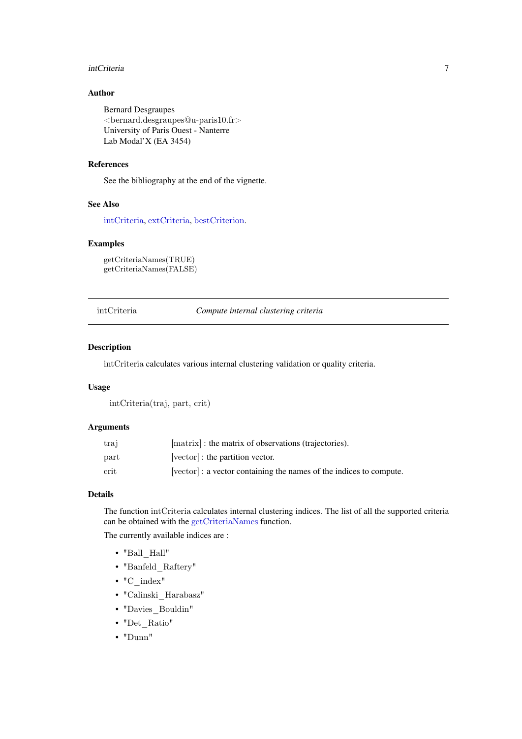### Author

Bernard Desgraupes
<bernard.desgraupes@u-paris10.fr>
University of Paris Ouest - Nanterre
Lab Modal'X (EA 3454)

### References

See the bibliography at the end of the vignette.

### See Also

intCriteria, extCriteria, bestCriterion.

### Examples

```
getCriteriaNames(TRUE)
getCriteriaNames(FALSE)
```

---

## intCriteria — *Compute internal clustering criteria*

---

### Description

intCriteria calculates various internal clustering validation or quality criteria.

### Usage

```
intCriteria(traj, part, crit)
```

### Arguments

| | |
|---|---|
| traj | [matrix] : the matrix of observations (trajectories). |
| part | [vector] : the partition vector. |
| crit | [vector] : a vector containing the names of the indices to compute. |

### Details

The function intCriteria calculates internal clustering indices. The list of all the supported criteria can be obtained with the getCriteriaNames function.

The currently available indices are :

- "Ball_Hall"
- "Banfeld_Raftery"
- "C_index"
- "Calinski_Harabasz"
- "Davies_Bouldin"
- "Det_Ratio"
- "Dunn"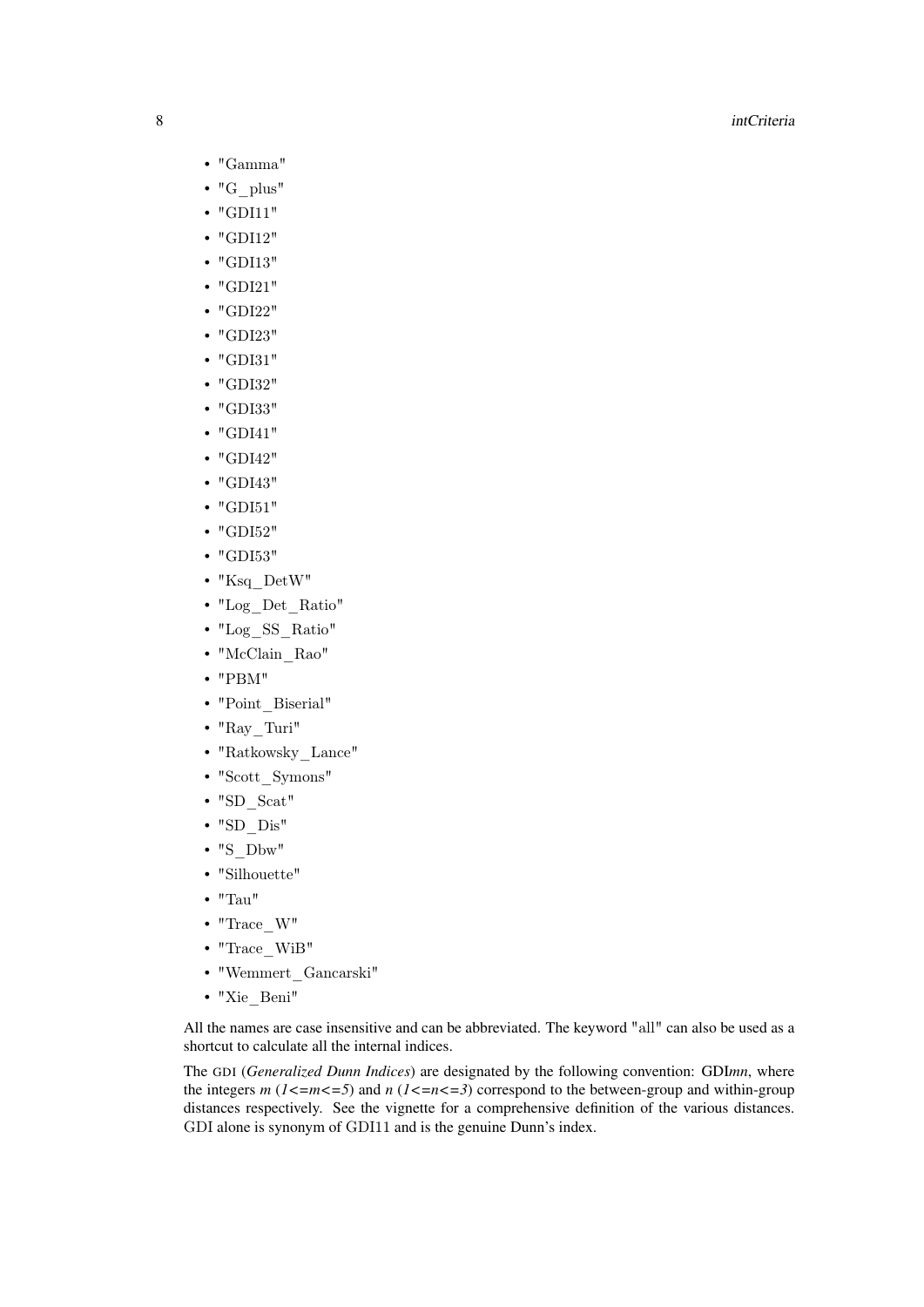- "Gamma"
- "G_plus"
- "GDI11"
- "GDI12"
- "GDI13"
- "GDI21"
- "GDI22"
- "GDI23"
- "GDI31"
- "GDI32"
- "GDI33"
- "GDI41"
- "GDI42"
- "GDI43"
- "GDI51"
- "GDI52"
- "GDI53"
- "Ksq_DetW"
- "Log_Det_Ratio"
- "Log_SS_Ratio"
- "McClain_Rao"
- "PBM"
- "Point_Biserial"
- "Ray_Turi"
- "Ratkowsky_Lance"
- "Scott_Symons"
- "SD_Scat"
- "SD_Dis"
- "S_Dbw"
- "Silhouette"
- "Tau"
- "Trace_W"
- "Trace_WiB"
- "Wemmert_Gancarski"
- "Xie_Beni"

All the names are case insensitive and can be abbreviated. The keyword "all" can also be used as a shortcut to calculate all the internal indices.

The GDI (*Generalized Dunn Indices*) are designated by the following convention: GDI*mn*, where the integers $m$ ($1<=m<=5$) and $n$ ($1<=n<=3$) correspond to the between-group and within-group distances respectively. See the vignette for a comprehensive definition of the various distances. GDI alone is synonym of GDI11 and is the genuine Dunn's index.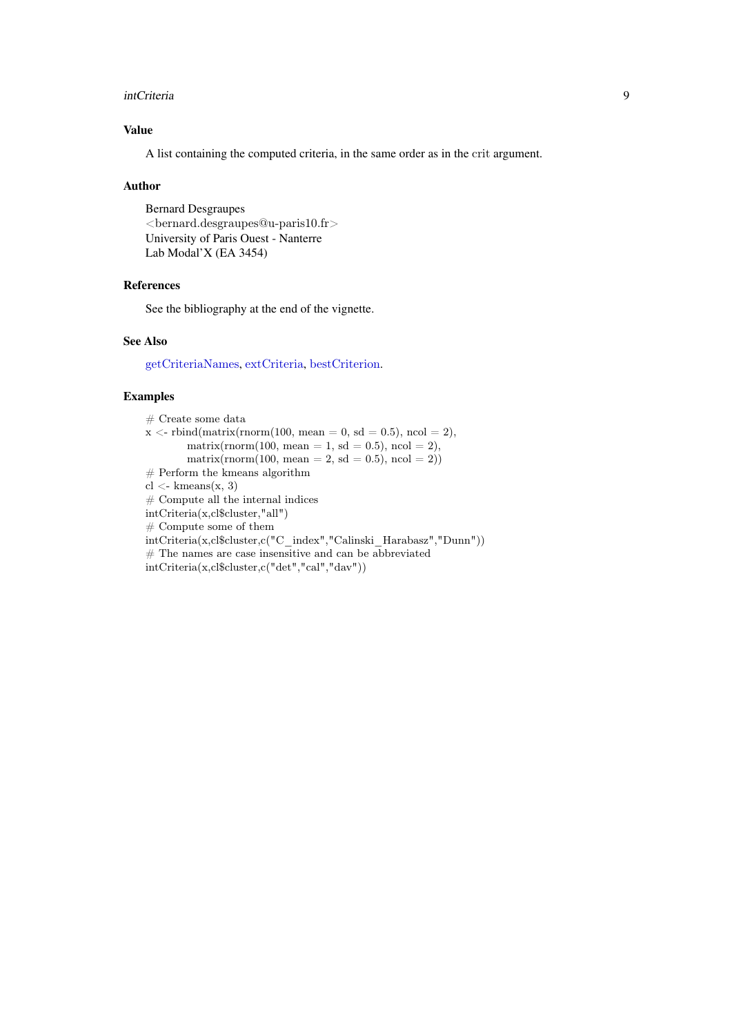### Value

A list containing the computed criteria, in the same order as in the crit argument.

### Author

Bernard Desgraupes
<bernard.desgraupes@u-paris10.fr>
University of Paris Ouest - Nanterre
Lab Modal'X (EA 3454)

### References

See the bibliography at the end of the vignette.

### See Also

getCriteriaNames, extCriteria, bestCriterion.

### Examples

```
# Create some data
x <- rbind(matrix(rnorm(100, mean = 0, sd = 0.5), ncol = 2),
           matrix(rnorm(100, mean = 1, sd = 0.5), ncol = 2),
           matrix(rnorm(100, mean = 2, sd = 0.5), ncol = 2))
# Perform the kmeans algorithm
cl <- kmeans(x, 3)
# Compute all the internal indices
intCriteria(x,cl$cluster,"all")
# Compute some of them
intCriteria(x,cl$cluster,c("C_index","Calinski_Harabasz","Dunn"))
# The names are case insensitive and can be abbreviated
intCriteria(x,cl$cluster,c("det","cal","dav"))
```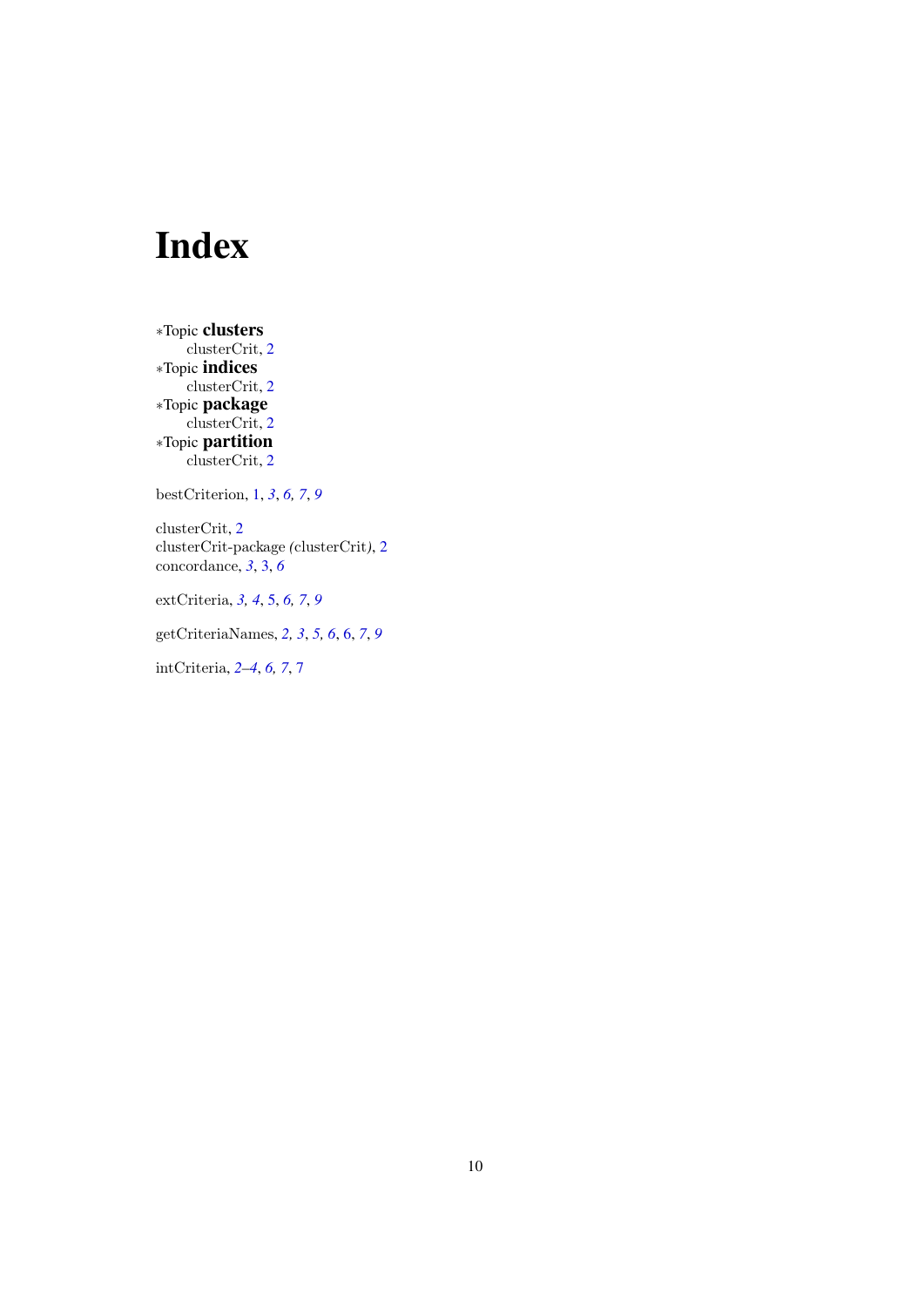# Index

*Topic **clusters**
 clusterCrit, 2
*Topic **indices**
 clusterCrit, 2
*Topic **package**
 clusterCrit, 2
*Topic **partition**
 clusterCrit, 2

bestCriterion, 1, *3*, *6, 7*, *9*

clusterCrit, 2
clusterCrit-package *(*clusterCrit*)*, 2
concordance, *3*, 3, *6*

extCriteria, *3, 4*, 5, *6, 7*, *9*

getCriteriaNames, *2, 3*, *5, 6*, 6, *7*, *9*

intCriteria, *2–4*, *6, 7*, 7